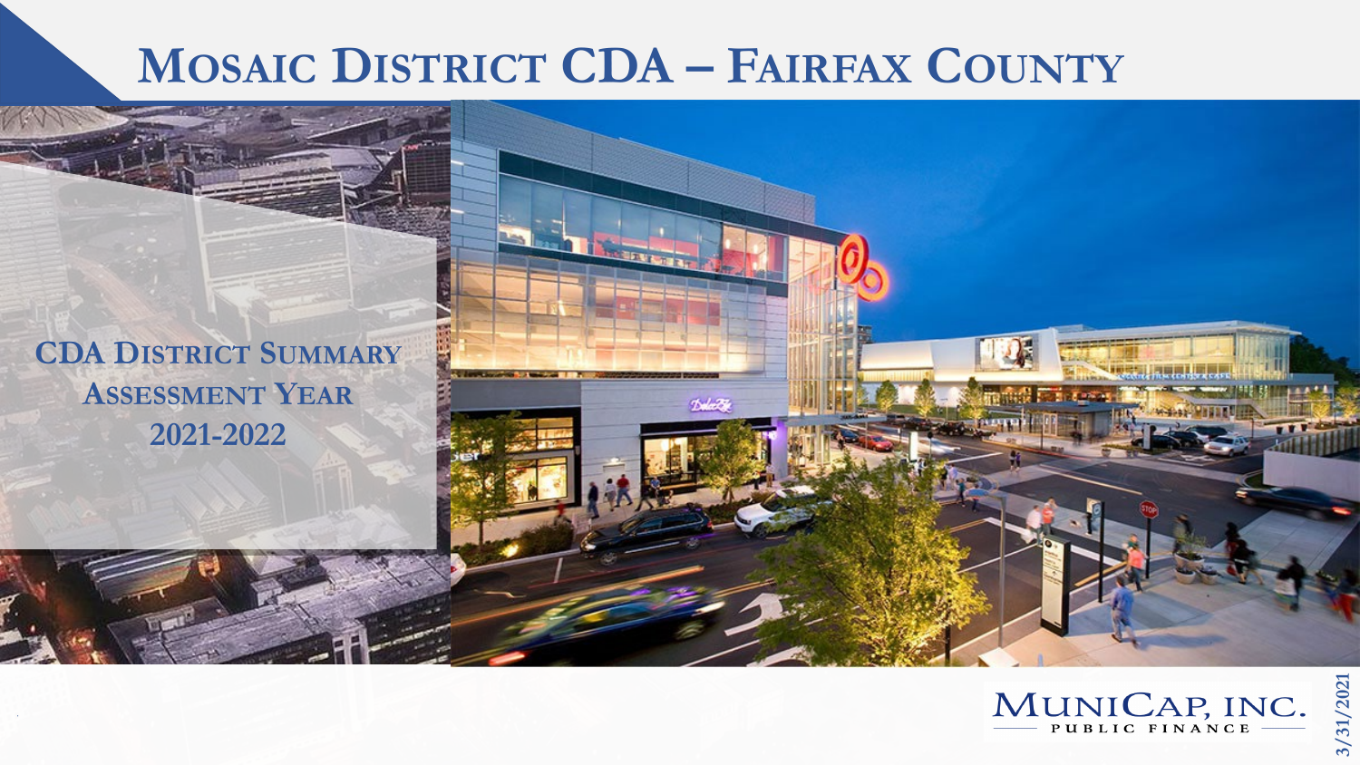# Mosaic District CDA – Fairfax County

## CDA District Summary
## Assessment Year
## 2021-2022

MuniCap, Inc.
Public Finance

3/31/2021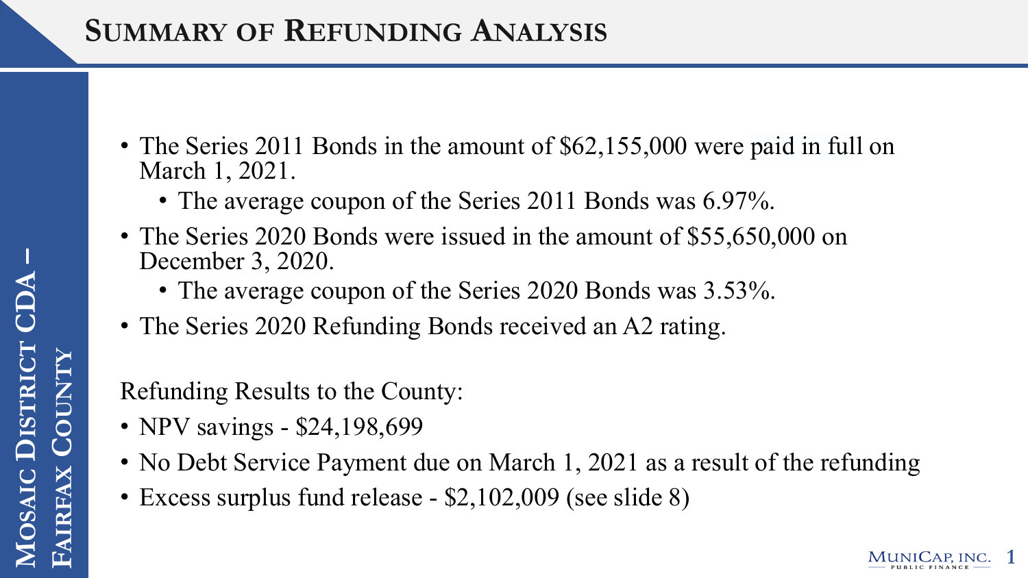# Summary of Refunding Analysis

- The Series 2011 Bonds in the amount of $62,155,000 were paid in full on March 1, 2021.
  - The average coupon of the Series 2011 Bonds was 6.97%.
- The Series 2020 Bonds were issued in the amount of $55,650,000 on December 3, 2020.
  - The average coupon of the Series 2020 Bonds was 3.53%.
- The Series 2020 Refunding Bonds received an A2 rating.

Refunding Results to the County:

- NPV savings - $24,198,699
- No Debt Service Payment due on March 1, 2021 as a result of the refunding
- Excess surplus fund release - $2,102,009 (see slide 8)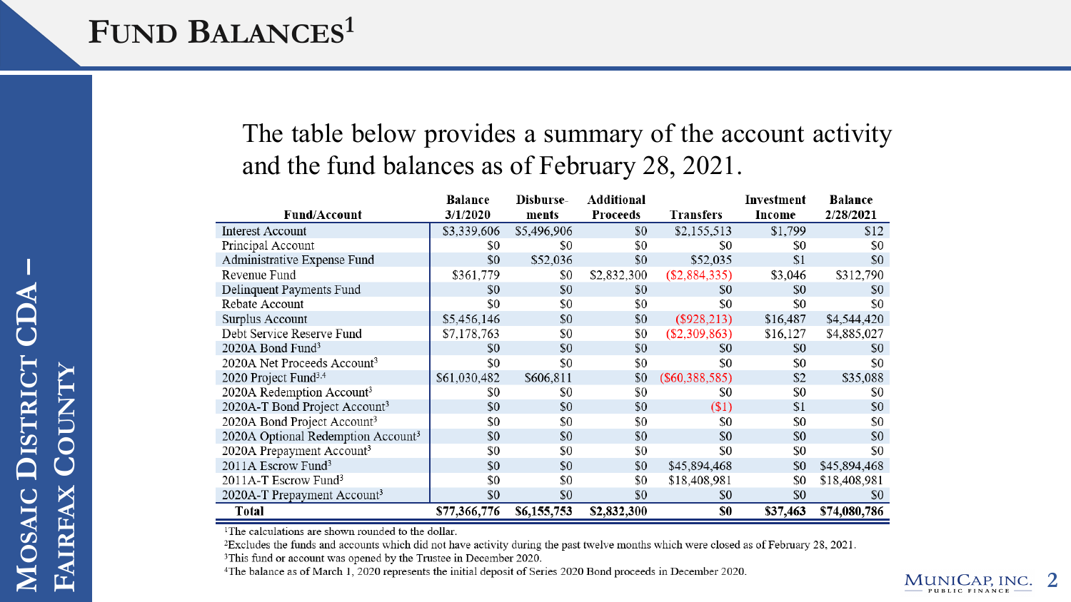# Fund Balances[1]

The table below provides a summary of the account activity and the fund balances as of February 28, 2021.

| Fund/Account | Balance 3/1/2020 | Disburse-ments | Additional Proceeds | Transfers | Investment Income | Balance 2/28/2021 |
|---|---|---|---|---|---|---|
| Interest Account | $3,339,606 | $5,496,906 | $0 | $2,155,513 | $1,799 | $12 |
| Principal Account | $0 | $0 | $0 | $0 | $0 | $0 |
| Administrative Expense Fund | $0 | $52,036 | $0 | $52,035 | $1 | $0 |
| Revenue Fund | $361,779 | $0 | $2,832,300 | ($2,884,335) | $3,046 | $312,790 |
| Delinquent Payments Fund | $0 | $0 | $0 | $0 | $0 | $0 |
| Rebate Account | $0 | $0 | $0 | $0 | $0 | $0 |
| Surplus Account | $5,456,146 | $0 | $0 | ($928,213) | $16,487 | $4,544,420 |
| Debt Service Reserve Fund | $7,178,763 | $0 | $0 | ($2,309,863) | $16,127 | $4,885,027 |
| 2020A Bond Fund[3] | $0 | $0 | $0 | $0 | $0 | $0 |
| 2020A Net Proceeds Account[3] | $0 | $0 | $0 | $0 | $0 | $0 |
| 2020 Project Fund[3,4] | $61,030,482 | $606,811 | $0 | ($60,388,585) | $2 | $35,088 |
| 2020A Redemption Account[3] | $0 | $0 | $0 | $0 | $0 | $0 |
| 2020A-T Bond Project Account[3] | $0 | $0 | $0 | ($1) | $1 | $0 |
| 2020A Bond Project Account[3] | $0 | $0 | $0 | $0 | $0 | $0 |
| 2020A Optional Redemption Account[3] | $0 | $0 | $0 | $0 | $0 | $0 |
| 2020A Prepayment Account[3] | $0 | $0 | $0 | $0 | $0 | $0 |
| 2011A Escrow Fund[3] | $0 | $0 | $0 | $45,894,468 | $0 | $45,894,468 |
| 2011A-T Escrow Fund[3] | $0 | $0 | $0 | $18,408,981 | $0 | $18,408,981 |
| 2020A-T Prepayment Account[3] | $0 | $0 | $0 | $0 | $0 | $0 |
| **Total** | **$77,366,776** | **$6,155,753** | **$2,832,300** | **$0** | **$37,463** | **$74,080,786** |

[1]The calculations are shown rounded to the dollar.
[2]Excludes the funds and accounts which did not have activity during the past twelve months which were closed as of February 28, 2021.
[3]This fund or account was opened by the Trustee in December 2020.
[4]The balance as of March 1, 2020 represents the initial deposit of Series 2020 Bond proceeds in December 2020.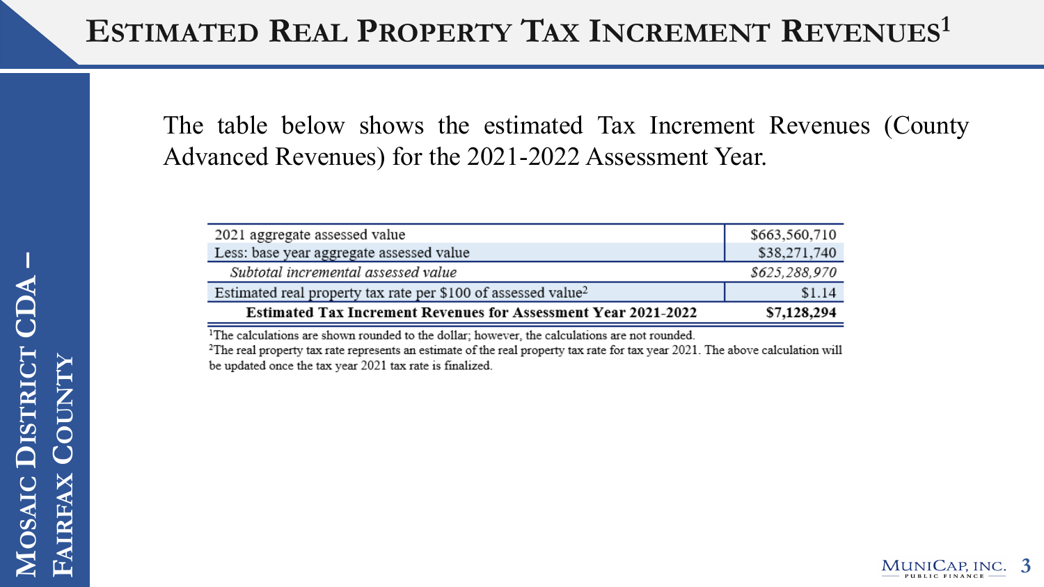# Estimated Real Property Tax Increment Revenues[1]

The table below shows the estimated Tax Increment Revenues (County Advanced Revenues) for the 2021-2022 Assessment Year.

| | |
|---|---|
| 2021 aggregate assessed value | $663,560,710 |
| Less: base year aggregate assessed value | $38,271,740 |
| *Subtotal incremental assessed value* | *$625,288,970* |
| Estimated real property tax rate per $100 of assessed value[2] | $1.14 |
| **Estimated Tax Increment Revenues for Assessment Year 2021-2022** | **$7,128,294** |

[1]The calculations are shown rounded to the dollar; however, the calculations are not rounded.

[2]The real property tax rate represents an estimate of the real property tax rate for tax year 2021. The above calculation will be updated once the tax year 2021 tax rate is finalized.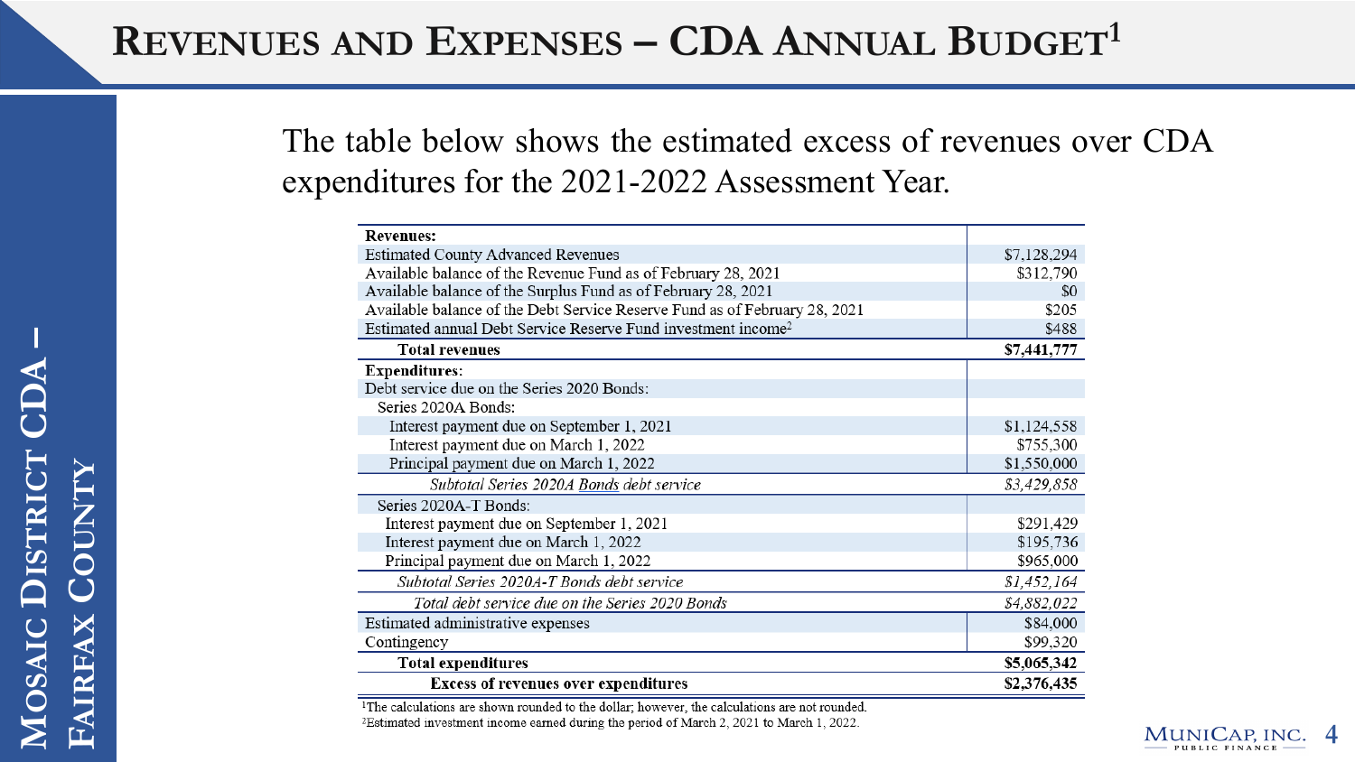# Revenues and Expenses – CDA Annual Budget[1]

The table below shows the estimated excess of revenues over CDA expenditures for the 2021-2022 Assessment Year.

| | |
|---|---|
| **Revenues:** | |
| Estimated County Advanced Revenues | $7,128,294 |
| Available balance of the Revenue Fund as of February 28, 2021 | $312,790 |
| Available balance of the Surplus Fund as of February 28, 2021 | $0 |
| Available balance of the Debt Service Reserve Fund as of February 28, 2021 | $205 |
| Estimated annual Debt Service Reserve Fund investment income[2] | $488 |
| **Total revenues** | **$7,441,777** |
| **Expenditures:** | |
| Debt service due on the Series 2020 Bonds: | |
| Series 2020A Bonds: | |
| Interest payment due on September 1, 2021 | $1,124,558 |
| Interest payment due on March 1, 2022 | $755,300 |
| Principal payment due on March 1, 2022 | $1,550,000 |
| *Subtotal Series 2020A Bonds debt service* | *$3,429,858* |
| Series 2020A-T Bonds: | |
| Interest payment due on September 1, 2021 | $291,429 |
| Interest payment due on March 1, 2022 | $195,736 |
| Principal payment due on March 1, 2022 | $965,000 |
| *Subtotal Series 2020A-T Bonds debt service* | *$1,452,164* |
| *Total debt service due on the Series 2020 Bonds* | *$4,882,022* |
| Estimated administrative expenses | $84,000 |
| Contingency | $99,320 |
| **Total expenditures** | **$5,065,342** |
| **Excess of revenues over expenditures** | **$2,376,435** |

[1]The calculations are shown rounded to the dollar; however, the calculations are not rounded.
[2]Estimated investment income earned during the period of March 2, 2021 to March 1, 2022.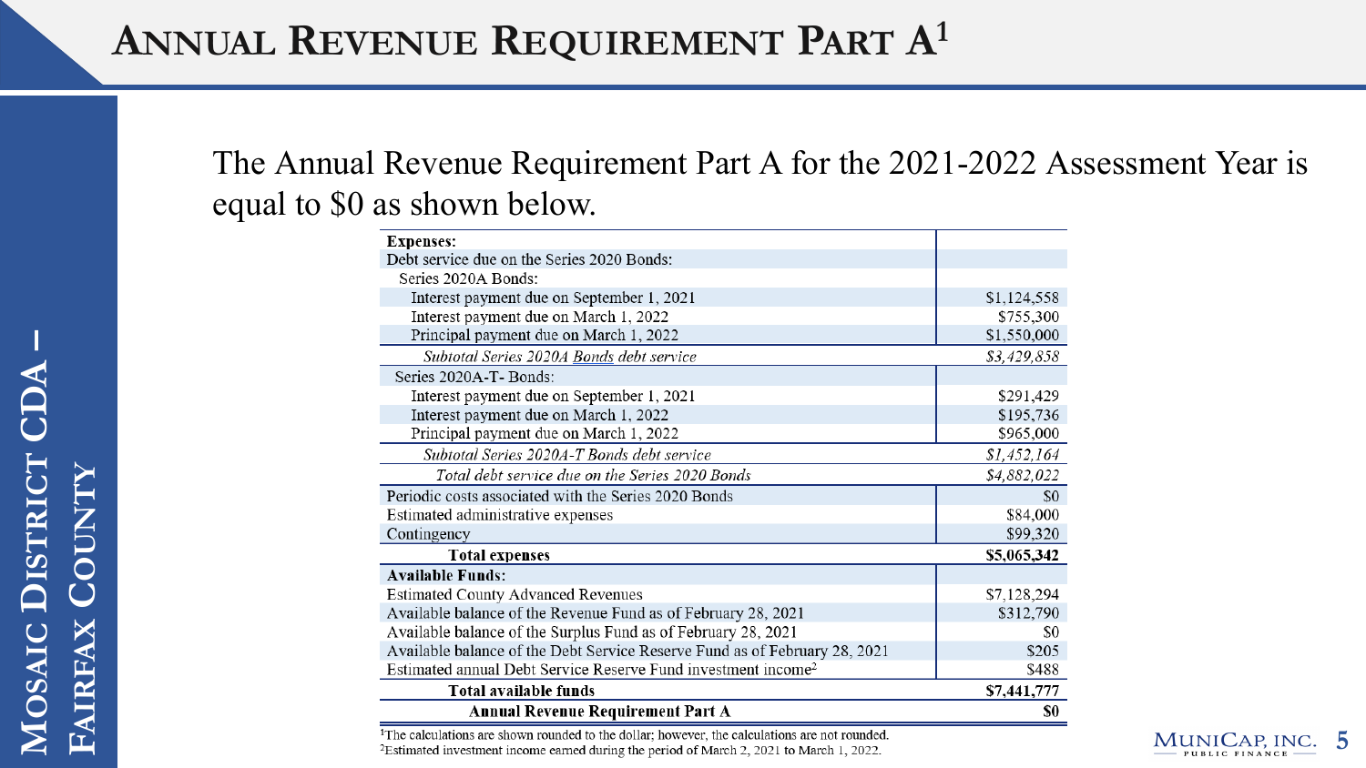# Annual Revenue Requirement Part A[1]

The Annual Revenue Requirement Part A for the 2021-2022 Assessment Year is equal to $0 as shown below.

| | |
|---|---|
| **Expenses:** | |
| Debt service due on the Series 2020 Bonds: | |
| Series 2020A Bonds: | |
| Interest payment due on September 1, 2021 | $1,124,558 |
| Interest payment due on March 1, 2022 | $755,300 |
| Principal payment due on March 1, 2022 | $1,550,000 |
| *Subtotal Series 2020A Bonds debt service* | *$3,429,858* |
| Series 2020A-T- Bonds: | |
| Interest payment due on September 1, 2021 | $291,429 |
| Interest payment due on March 1, 2022 | $195,736 |
| Principal payment due on March 1, 2022 | $965,000 |
| *Subtotal Series 2020A-T Bonds debt service* | *$1,452,164* |
| *Total debt service due on the Series 2020 Bonds* | *$4,882,022* |
| Periodic costs associated with the Series 2020 Bonds | $0 |
| Estimated administrative expenses | $84,000 |
| Contingency | $99,320 |
| **Total expenses** | **$5,065,342** |
| **Available Funds:** | |
| Estimated County Advanced Revenues | $7,128,294 |
| Available balance of the Revenue Fund as of February 28, 2021 | $312,790 |
| Available balance of the Surplus Fund as of February 28, 2021 | $0 |
| Available balance of the Debt Service Reserve Fund as of February 28, 2021 | $205 |
| Estimated annual Debt Service Reserve Fund investment income[2] | $488 |
| **Total available funds** | **$7,441,777** |
| **Annual Revenue Requirement Part A** | **$0** |

[1]The calculations are shown rounded to the dollar; however, the calculations are not rounded.
[2]Estimated investment income earned during the period of March 2, 2021 to March 1, 2022.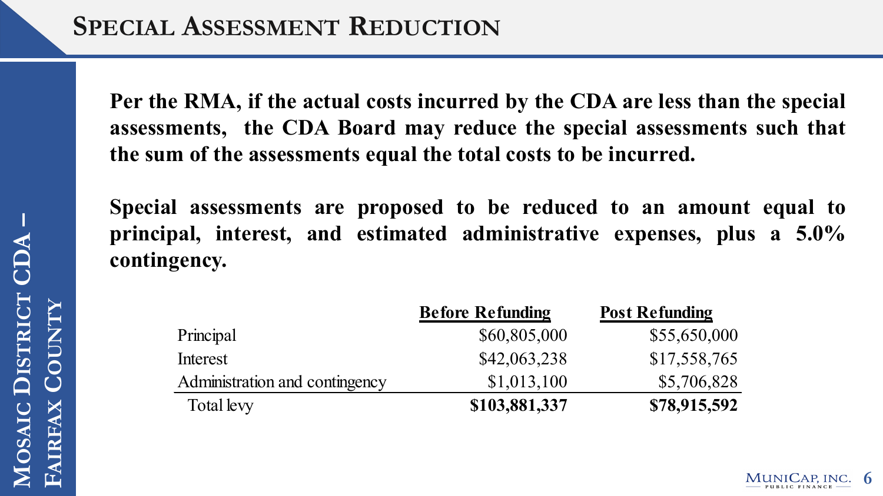# Special Assessment Reduction

**Per the RMA, if the actual costs incurred by the CDA are less than the special assessments, the CDA Board may reduce the special assessments such that the sum of the assessments equal the total costs to be incurred.**

**Special assessments are proposed to be reduced to an amount equal to principal, interest, and estimated administrative expenses, plus a 5.0% contingency.**

| | **Before Refunding** | **Post Refunding** |
|---|---:|---:|
| Principal | $60,805,000 | $55,650,000 |
| Interest | $42,063,238 | $17,558,765 |
| Administration and contingency | $1,013,100 | $5,706,828 |
| Total levy | **$103,881,337** | **$78,915,592** |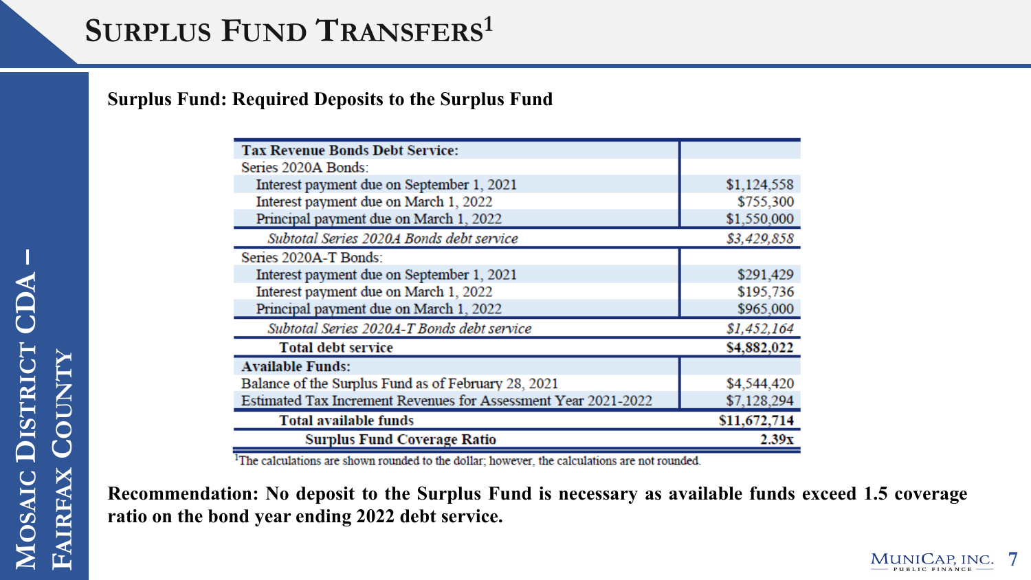# Surplus Fund Transfers[1]

**Surplus Fund: Required Deposits to the Surplus Fund**

| **Tax Revenue Bonds Debt Service:** | |
|---|---|
| Series 2020A Bonds: | |
| Interest payment due on September 1, 2021 | $1,124,558 |
| Interest payment due on March 1, 2022 | $755,300 |
| Principal payment due on March 1, 2022 | $1,550,000 |
| *Subtotal Series 2020A Bonds debt service* | *$3,429,858* |
| Series 2020A-T Bonds: | |
| Interest payment due on September 1, 2021 | $291,429 |
| Interest payment due on March 1, 2022 | $195,736 |
| Principal payment due on March 1, 2022 | $965,000 |
| *Subtotal Series 2020A-T Bonds debt service* | *$1,452,164* |
| **Total debt service** | **$4,882,022** |
| **Available Funds:** | |
| Balance of the Surplus Fund as of February 28, 2021 | $4,544,420 |
| Estimated Tax Increment Revenues for Assessment Year 2021-2022 | $7,128,294 |
| **Total available funds** | **$11,672,714** |
| **Surplus Fund Coverage Ratio** | **2.39x** |

[1]The calculations are shown rounded to the dollar; however, the calculations are not rounded.

**Recommendation: No deposit to the Surplus Fund is necessary as available funds exceed 1.5 coverage ratio on the bond year ending 2022 debt service.**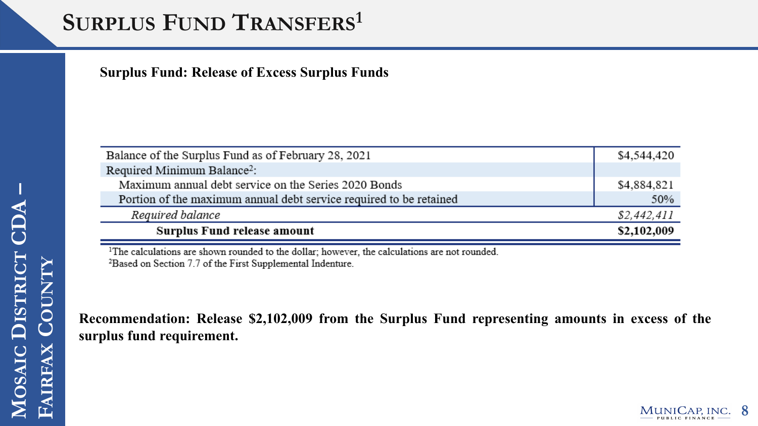# Surplus Fund Transfers[1]

**Surplus Fund: Release of Excess Surplus Funds**

| | |
|---|---|
| Balance of the Surplus Fund as of February 28, 2021 | $4,544,420 |
| Required Minimum Balance[2]: | |
| Maximum annual debt service on the Series 2020 Bonds | $4,884,821 |
| Portion of the maximum annual debt service required to be retained | 50% |
| *Required balance* | *$2,442,411* |
| **Surplus Fund release amount** | **$2,102,009** |

[1]The calculations are shown rounded to the dollar; however, the calculations are not rounded.
[2]Based on Section 7.7 of the First Supplemental Indenture.

**Recommendation: Release $2,102,009 from the Surplus Fund representing amounts in excess of the surplus fund requirement.**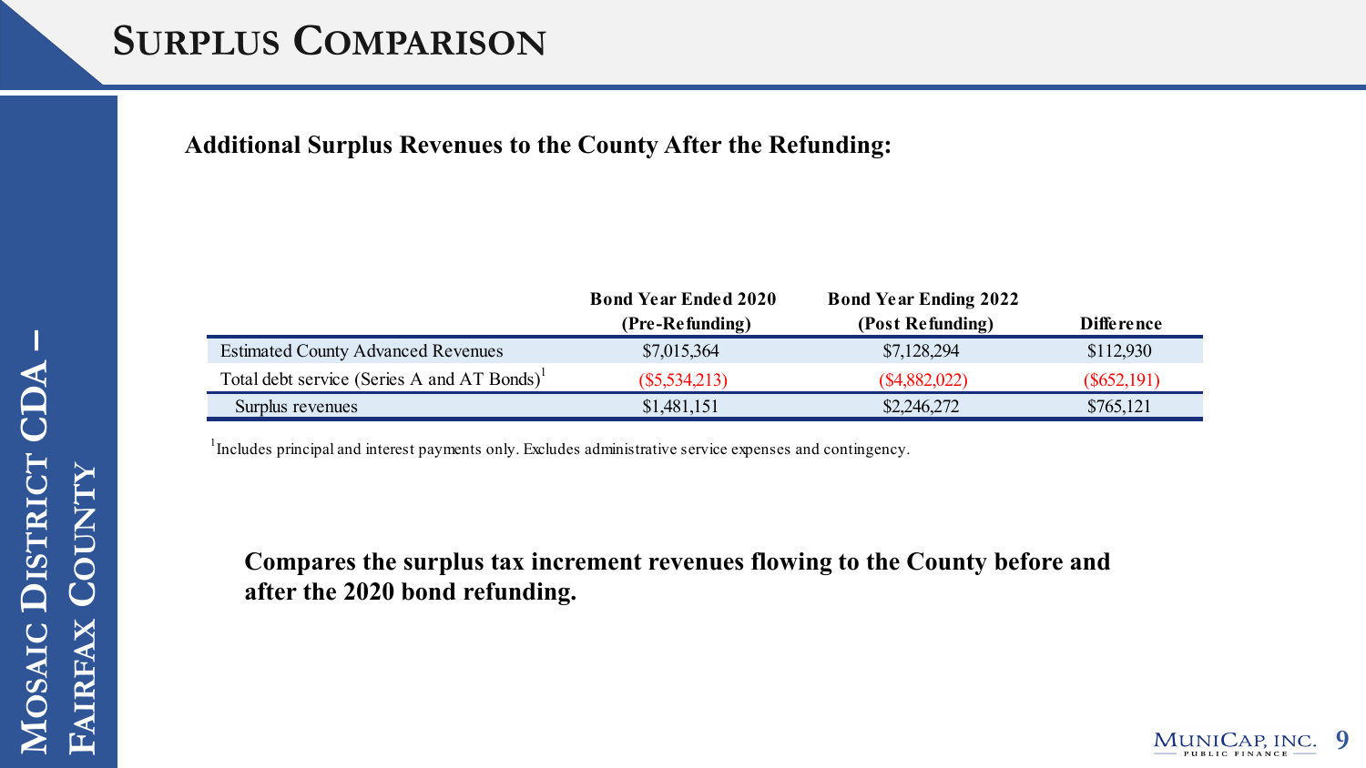# Surplus Comparison

**Additional Surplus Revenues to the County After the Refunding:**

| | Bond Year Ended 2020 (Pre-Refunding) | Bond Year Ending 2022 (Post Refunding) | Difference |
|---|---|---|---|
| Estimated County Advanced Revenues | $7,015,364 | $7,128,294 | $112,930 |
| Total debt service (Series A and AT Bonds)[1] | ($5,534,213) | ($4,882,022) | ($652,191) |
| Surplus revenues | $1,481,151 | $2,246,272 | $765,121 |

[1] Includes principal and interest payments only. Excludes administrative service expenses and contingency.

**Compares the surplus tax increment revenues flowing to the County before and after the 2020 bond refunding.**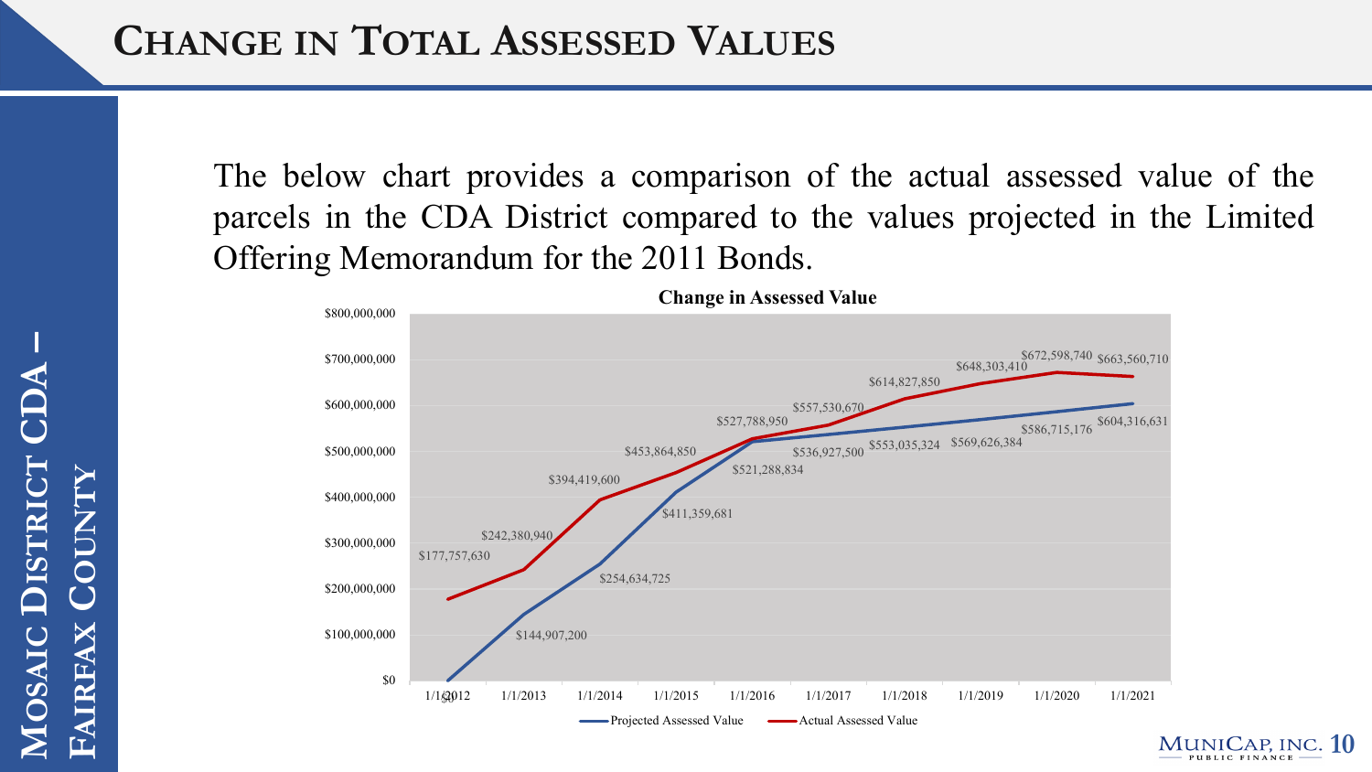# Change in Total Assessed Values

The below chart provides a comparison of the actual assessed value of the parcels in the CDA District compared to the values projected in the Limited Offering Memorandum for the 2011 Bonds.

**Change in Assessed Value**

| Date | Projected Assessed Value | Actual Assessed Value |
|---|---|---|
| 1/1/2012 | $0 | $177,757,630 |
| 1/1/2013 | $144,907,200 | $242,380,940 |
| 1/1/2014 | $254,634,725 | $394,419,600 |
| 1/1/2015 | $411,359,681 | $453,864,850 |
| 1/1/2016 | $521,288,834 | $527,788,950 |
| 1/1/2017 | $536,927,500 | $557,530,670 |
| 1/1/2018 | $553,035,324 | $614,827,850 |
| 1/1/2019 | $569,626,384 | $648,303,410 |
| 1/1/2020 | $586,715,176 | $672,598,740 |
| 1/1/2021 | $604,316,631 | $663,560,710 |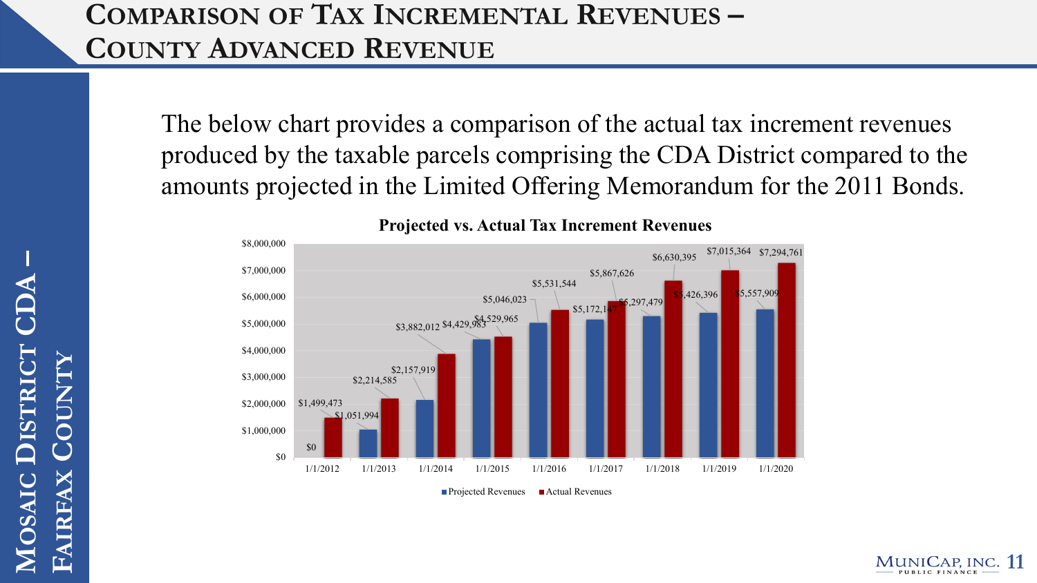# Comparison of Tax Incremental Revenues – County Advanced Revenue

The below chart provides a comparison of the actual tax increment revenues produced by the taxable parcels comprising the CDA District compared to the amounts projected in the Limited Offering Memorandum for the 2011 Bonds.

**Projected vs. Actual Tax Increment Revenues**

| Date | Projected Revenues | Actual Revenues |
|---|---|---|
| 1/1/2012 | $0 | $1,499,473 |
| 1/1/2013 | $1,051,994 | $2,214,585 |
| 1/1/2014 | $2,157,919 | $3,882,012 |
| 1/1/2015 | $4,429,983 | $4,529,965 |
| 1/1/2016 | $5,046,023 | $5,531,544 |
| 1/1/2017 | $5,172,147 | $5,867,626 |
| 1/1/2018 | $5,297,479 | $6,630,395 |
| 1/1/2019 | $5,426,396 | $7,015,364 |
| 1/1/2020 | $5,557,909 | $7,294,761 |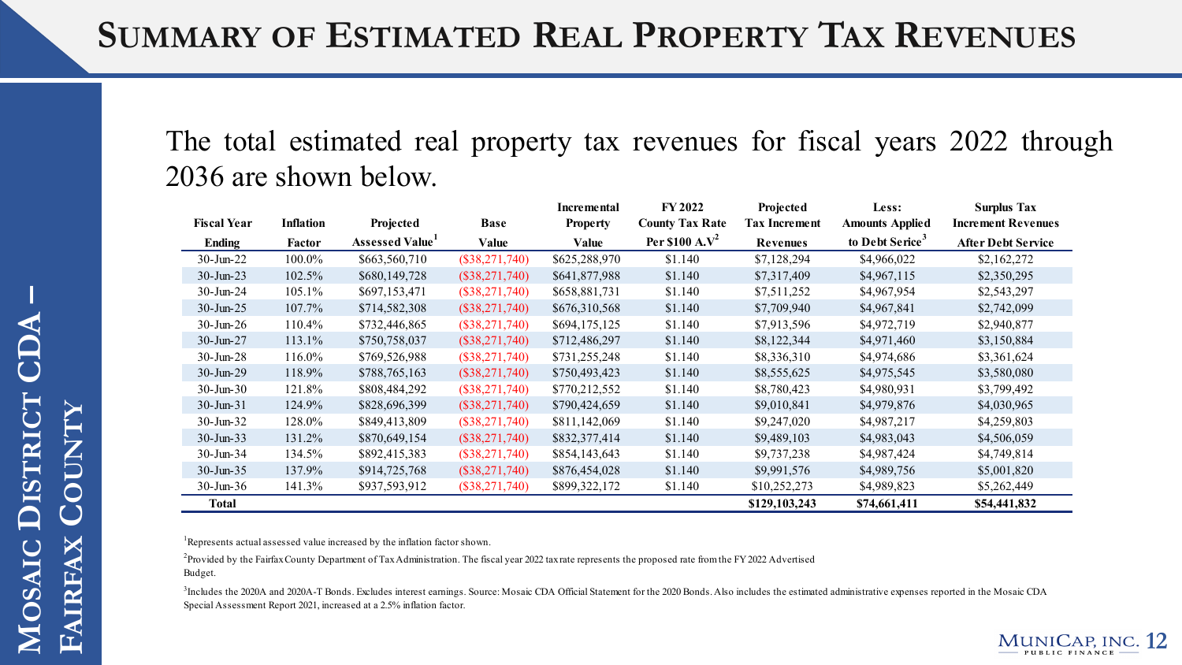# Summary of Estimated Real Property Tax Revenues

The total estimated real property tax revenues for fiscal years 2022 through 2036 are shown below.

| Fiscal Year Ending | Inflation Factor | Projected Assessed Value[1] | Base Value | Incremental Property Value | FY 2022 County Tax Rate Per $100 A.V[2] | Projected Tax Increment Revenues | Less: Amounts Applied to Debt Serice[3] | Surplus Tax Increment Revenues After Debt Service |
|---|---|---|---|---|---|---|---|---|
| 30-Jun-22 | 100.0% | $663,560,710 | ($38,271,740) | $625,288,970 | $1.140 | $7,128,294 | $4,966,022 | $2,162,272 |
| 30-Jun-23 | 102.5% | $680,149,728 | ($38,271,740) | $641,877,988 | $1.140 | $7,317,409 | $4,967,115 | $2,350,295 |
| 30-Jun-24 | 105.1% | $697,153,471 | ($38,271,740) | $658,881,731 | $1.140 | $7,511,252 | $4,967,954 | $2,543,297 |
| 30-Jun-25 | 107.7% | $714,582,308 | ($38,271,740) | $676,310,568 | $1.140 | $7,709,940 | $4,967,841 | $2,742,099 |
| 30-Jun-26 | 110.4% | $732,446,865 | ($38,271,740) | $694,175,125 | $1.140 | $7,913,596 | $4,972,719 | $2,940,877 |
| 30-Jun-27 | 113.1% | $750,758,037 | ($38,271,740) | $712,486,297 | $1.140 | $8,122,344 | $4,971,460 | $3,150,884 |
| 30-Jun-28 | 116.0% | $769,526,988 | ($38,271,740) | $731,255,248 | $1.140 | $8,336,310 | $4,974,686 | $3,361,624 |
| 30-Jun-29 | 118.9% | $788,765,163 | ($38,271,740) | $750,493,423 | $1.140 | $8,555,625 | $4,975,545 | $3,580,080 |
| 30-Jun-30 | 121.8% | $808,484,292 | ($38,271,740) | $770,212,552 | $1.140 | $8,780,423 | $4,980,931 | $3,799,492 |
| 30-Jun-31 | 124.9% | $828,696,399 | ($38,271,740) | $790,424,659 | $1.140 | $9,010,841 | $4,979,876 | $4,030,965 |
| 30-Jun-32 | 128.0% | $849,413,809 | ($38,271,740) | $811,142,069 | $1.140 | $9,247,020 | $4,987,217 | $4,259,803 |
| 30-Jun-33 | 131.2% | $870,649,154 | ($38,271,740) | $832,377,414 | $1.140 | $9,489,103 | $4,983,043 | $4,506,059 |
| 30-Jun-34 | 134.5% | $892,415,383 | ($38,271,740) | $854,143,643 | $1.140 | $9,737,238 | $4,987,424 | $4,749,814 |
| 30-Jun-35 | 137.9% | $914,725,768 | ($38,271,740) | $876,454,028 | $1.140 | $9,991,576 | $4,989,756 | $5,001,820 |
| 30-Jun-36 | 141.3% | $937,593,912 | ($38,271,740) | $899,322,172 | $1.140 | $10,252,273 | $4,989,823 | $5,262,449 |
| **Total** | | | | | | **$129,103,243** | **$74,661,411** | **$54,441,832** |

[1]Represents actual assessed value increased by the inflation factor shown.

[2]Provided by the Fairfax County Department of Tax Administration. The fiscal year 2022 tax rate represents the proposed rate from the FY 2022 Advertised Budget.

[3]Includes the 2020A and 2020A-T Bonds. Excludes interest earnings. Source: Mosaic CDA Official Statement for the 2020 Bonds. Also includes the estimated administrative expenses reported in the Mosaic CDA Special Assessment Report 2021, increased at a 2.5% inflation factor.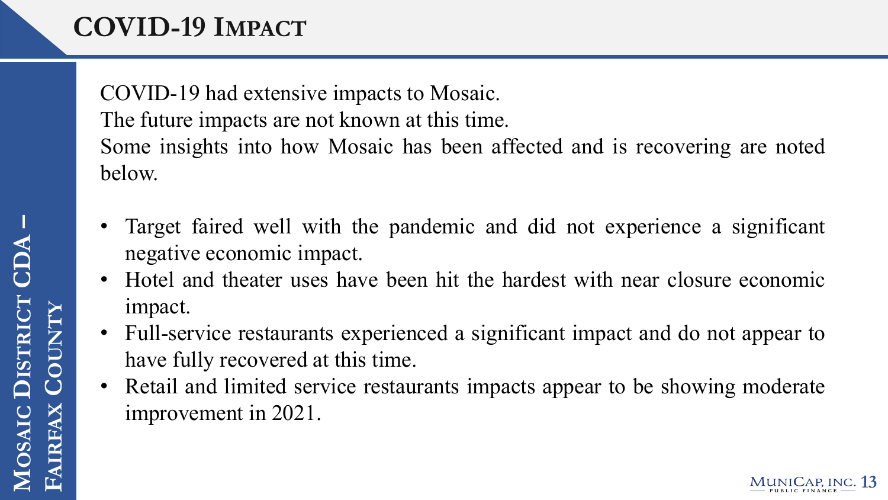# COVID-19 Impact

COVID-19 had extensive impacts to Mosaic.
The future impacts are not known at this time.
Some insights into how Mosaic has been affected and is recovering are noted below.

- Target faired well with the pandemic and did not experience a significant negative economic impact.
- Hotel and theater uses have been hit the hardest with near closure economic impact.
- Full-service restaurants experienced a significant impact and do not appear to have fully recovered at this time.
- Retail and limited service restaurants impacts appear to be showing moderate improvement in 2021.